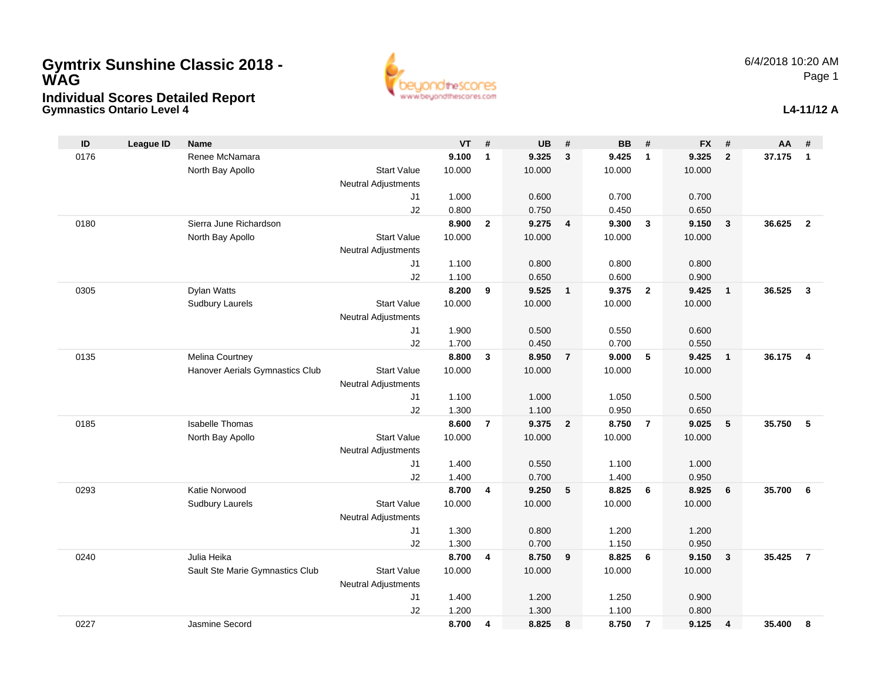# Gymtrix Sunshine Classic 2018 - WAG

## Individual Scores Detailed Report

### Gymnastics Ontario Level 4

6/4/2018 10:20 AM

**L4-11/12 A**

| ID | League ID | Name | | VT | # | UB | # | BB | # | FX | # | AA | # |
|---|---|---|---|---|---|---|---|---|---|---|---|---|---|
| 0176 | | Renee McNamara | | **9.100** | **1** | **9.325** | **3** | **9.425** | **1** | **9.325** | **2** | **37.175** | **1** |
| | | North Bay Apollo | Start Value | 10.000 | | 10.000 | | 10.000 | | 10.000 | | | |
| | | | Neutral Adjustments | | | | | | | | | | |
| | | | J1 | 1.000 | | 0.600 | | 0.700 | | 0.700 | | | |
| | | | J2 | 0.800 | | 0.750 | | 0.450 | | 0.650 | | | |
| 0180 | | Sierra June Richardson | | **8.900** | **2** | **9.275** | **4** | **9.300** | **3** | **9.150** | **3** | **36.625** | **2** |
| | | North Bay Apollo | Start Value | 10.000 | | 10.000 | | 10.000 | | 10.000 | | | |
| | | | Neutral Adjustments | | | | | | | | | | |
| | | | J1 | 1.100 | | 0.800 | | 0.800 | | 0.800 | | | |
| | | | J2 | 1.100 | | 0.650 | | 0.600 | | 0.900 | | | |
| 0305 | | Dylan Watts | | **8.200** | **9** | **9.525** | **1** | **9.375** | **2** | **9.425** | **1** | **36.525** | **3** |
| | | Sudbury Laurels | Start Value | 10.000 | | 10.000 | | 10.000 | | 10.000 | | | |
| | | | Neutral Adjustments | | | | | | | | | | |
| | | | J1 | 1.900 | | 0.500 | | 0.550 | | 0.600 | | | |
| | | | J2 | 1.700 | | 0.450 | | 0.700 | | 0.550 | | | |
| 0135 | | Melina Courtney | | **8.800** | **3** | **8.950** | **7** | **9.000** | **5** | **9.425** | **1** | **36.175** | **4** |
| | | Hanover Aerials Gymnastics Club | Start Value | 10.000 | | 10.000 | | 10.000 | | 10.000 | | | |
| | | | Neutral Adjustments | | | | | | | | | | |
| | | | J1 | 1.100 | | 1.000 | | 1.050 | | 0.500 | | | |
| | | | J2 | 1.300 | | 1.100 | | 0.950 | | 0.650 | | | |
| 0185 | | Isabelle Thomas | | **8.600** | **7** | **9.375** | **2** | **8.750** | **7** | **9.025** | **5** | **35.750** | **5** |
| | | North Bay Apollo | Start Value | 10.000 | | 10.000 | | 10.000 | | 10.000 | | | |
| | | | Neutral Adjustments | | | | | | | | | | |
| | | | J1 | 1.400 | | 0.550 | | 1.100 | | 1.000 | | | |
| | | | J2 | 1.400 | | 0.700 | | 1.400 | | 0.950 | | | |
| 0293 | | Katie Norwood | | **8.700** | **4** | **9.250** | **5** | **8.825** | **6** | **8.925** | **6** | **35.700** | **6** |
| | | Sudbury Laurels | Start Value | 10.000 | | 10.000 | | 10.000 | | 10.000 | | | |
| | | | Neutral Adjustments | | | | | | | | | | |
| | | | J1 | 1.300 | | 0.800 | | 1.200 | | 1.200 | | | |
| | | | J2 | 1.300 | | 0.700 | | 1.150 | | 0.950 | | | |
| 0240 | | Julia Heika | | **8.700** | **4** | **8.750** | **9** | **8.825** | **6** | **9.150** | **3** | **35.425** | **7** |
| | | Sault Ste Marie Gymnastics Club | Start Value | 10.000 | | 10.000 | | 10.000 | | 10.000 | | | |
| | | | Neutral Adjustments | | | | | | | | | | |
| | | | J1 | 1.400 | | 1.200 | | 1.250 | | 0.900 | | | |
| | | | J2 | 1.200 | | 1.300 | | 1.100 | | 0.800 | | | |
| 0227 | | Jasmine Secord | | **8.700** | **4** | **8.825** | **8** | **8.750** | **7** | **9.125** | **4** | **35.400** | **8** |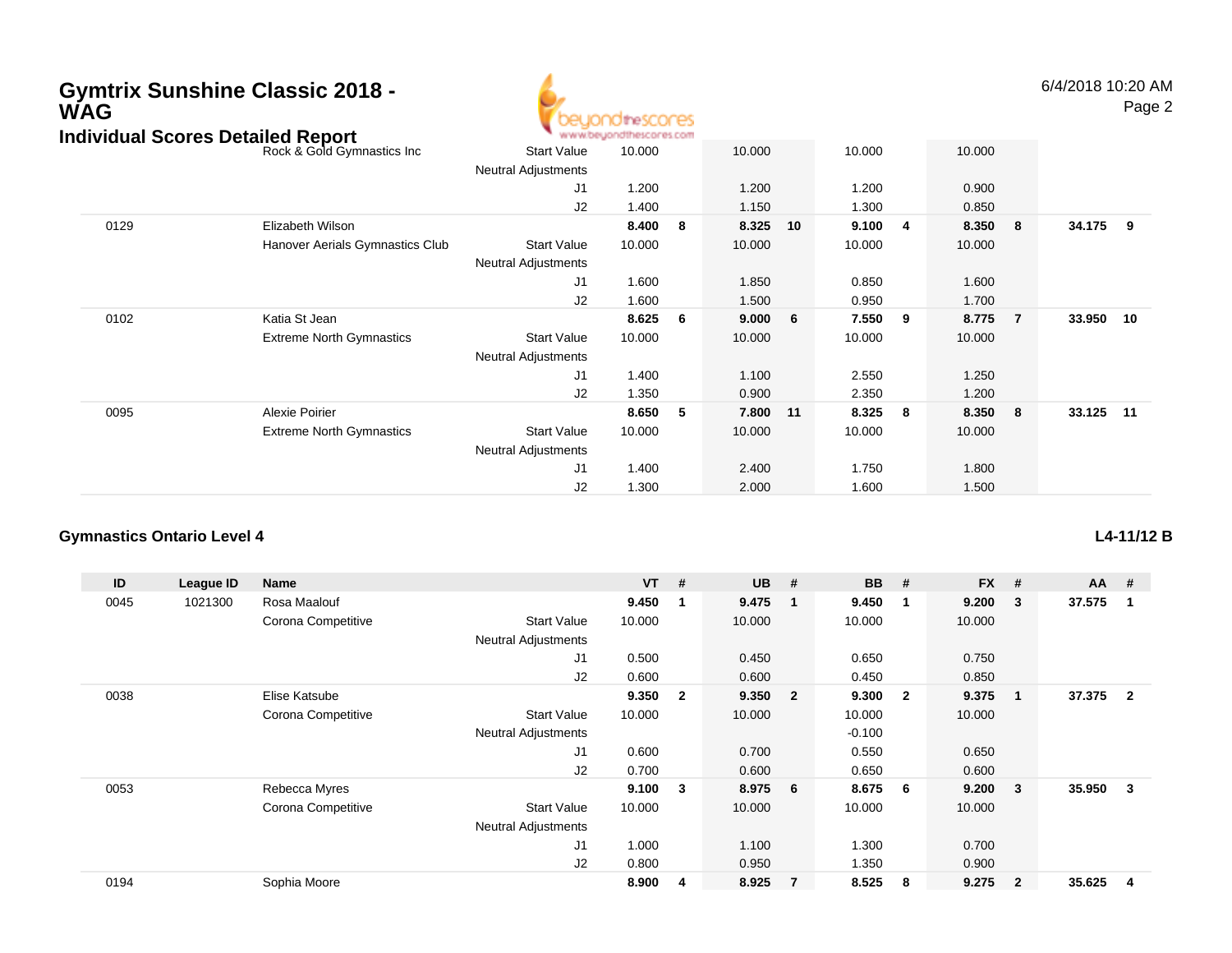# Gymtrix Sunshine Classic 2018 - WAG

## Individual Scores Detailed Report

6/4/2018 10:20 AM

| ID | League ID | Name | | VT | # | UB | # | BB | # | FX | # | AA | # |
|---|---|---|---|---|---|---|---|---|---|---|---|---|---|
| | | Rock & Gold Gymnastics Inc | Start Value | 10.000 | | 10.000 | | 10.000 | | 10.000 | | | |
| | | | Neutral Adjustments | | | | | | | | | | |
| | | | J1 | 1.200 | | 1.200 | | 1.200 | | 0.900 | | | |
| | | | J2 | 1.400 | | 1.150 | | 1.300 | | 0.850 | | | |
| 0129 | | Elizabeth Wilson | | 8.400 | 8 | 8.325 | 10 | 9.100 | 4 | 8.350 | 8 | 34.175 | 9 |
| | | Hanover Aerials Gymnastics Club | Start Value | 10.000 | | 10.000 | | 10.000 | | 10.000 | | | |
| | | | Neutral Adjustments | | | | | | | | | | |
| | | | J1 | 1.600 | | 1.850 | | 0.850 | | 1.600 | | | |
| | | | J2 | 1.600 | | 1.500 | | 0.950 | | 1.700 | | | |
| 0102 | | Katia St Jean | | 8.625 | 6 | 9.000 | 6 | 7.550 | 9 | 8.775 | 7 | 33.950 | 10 |
| | | Extreme North Gymnastics | Start Value | 10.000 | | 10.000 | | 10.000 | | 10.000 | | | |
| | | | Neutral Adjustments | | | | | | | | | | |
| | | | J1 | 1.400 | | 1.100 | | 2.550 | | 1.250 | | | |
| | | | J2 | 1.350 | | 0.900 | | 2.350 | | 1.200 | | | |
| 0095 | | Alexie Poirier | | 8.650 | 5 | 7.800 | 11 | 8.325 | 8 | 8.350 | 8 | 33.125 | 11 |
| | | Extreme North Gymnastics | Start Value | 10.000 | | 10.000 | | 10.000 | | 10.000 | | | |
| | | | Neutral Adjustments | | | | | | | | | | |
| | | | J1 | 1.400 | | 2.400 | | 1.750 | | 1.800 | | | |
| | | | J2 | 1.300 | | 2.000 | | 1.600 | | 1.500 | | | |

### Gymnastics Ontario Level 4

**L4-11/12 B**

| ID | League ID | Name | | VT | # | UB | # | BB | # | FX | # | AA | # |
|---|---|---|---|---|---|---|---|---|---|---|---|---|---|
| 0045 | 1021300 | Rosa Maalouf | | 9.450 | 1 | 9.475 | 1 | 9.450 | 1 | 9.200 | 3 | 37.575 | 1 |
| | | Corona Competitive | Start Value | 10.000 | | 10.000 | | 10.000 | | 10.000 | | | |
| | | | Neutral Adjustments | | | | | | | | | | |
| | | | J1 | 0.500 | | 0.450 | | 0.650 | | 0.750 | | | |
| | | | J2 | 0.600 | | 0.600 | | 0.450 | | 0.850 | | | |
| 0038 | | Elise Katsube | | 9.350 | 2 | 9.350 | 2 | 9.300 | 2 | 9.375 | 1 | 37.375 | 2 |
| | | Corona Competitive | Start Value | 10.000 | | 10.000 | | 10.000 | | 10.000 | | | |
| | | | Neutral Adjustments | | | | | -0.100 | | | | | |
| | | | J1 | 0.600 | | 0.700 | | 0.550 | | 0.650 | | | |
| | | | J2 | 0.700 | | 0.600 | | 0.650 | | 0.600 | | | |
| 0053 | | Rebecca Myres | | 9.100 | 3 | 8.975 | 6 | 8.675 | 6 | 9.200 | 3 | 35.950 | 3 |
| | | Corona Competitive | Start Value | 10.000 | | 10.000 | | 10.000 | | 10.000 | | | |
| | | | Neutral Adjustments | | | | | | | | | | |
| | | | J1 | 1.000 | | 1.100 | | 1.300 | | 0.700 | | | |
| | | | J2 | 0.800 | | 0.950 | | 1.350 | | 0.900 | | | |
| 0194 | | Sophia Moore | | 8.900 | 4 | 8.925 | 7 | 8.525 | 8 | 9.275 | 2 | 35.625 | 4 |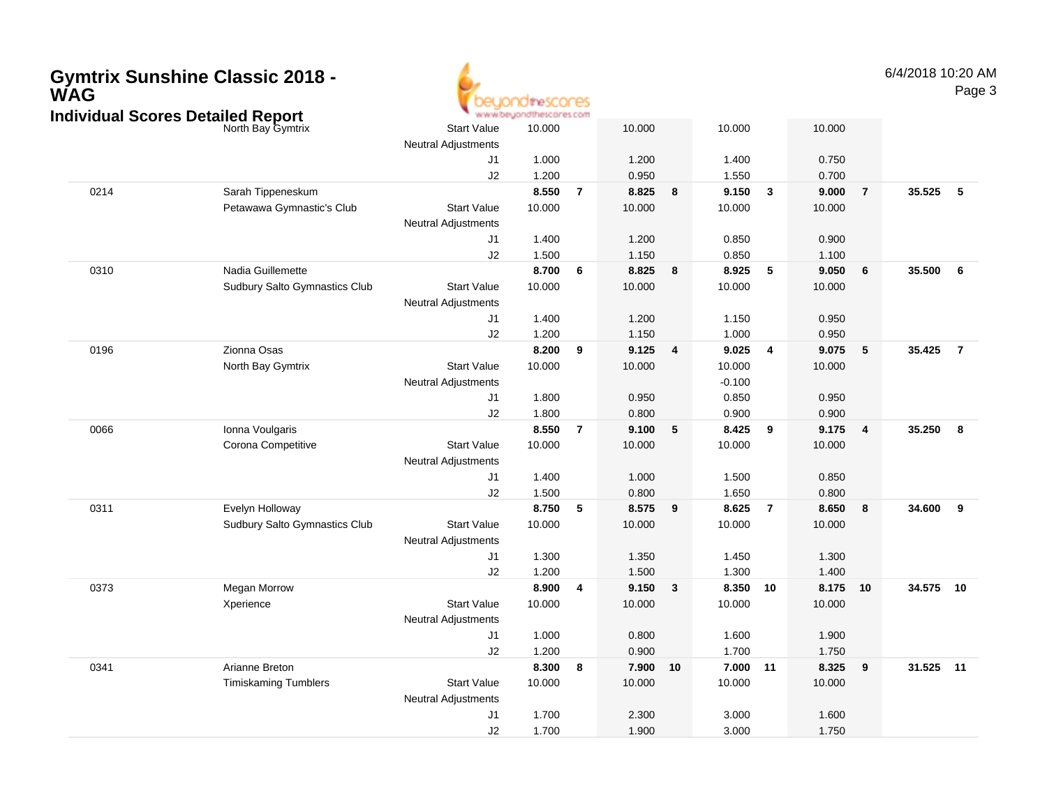# Gymtrix Sunshine Classic 2018 - WAG

## Individual Scores Detailed Report

| # | Name / Club | | Vault | Rank | Bars | Rank | Beam | Rank | Floor | Rank | AA | Rank |
|---|---|---|---|---|---|---|---|---|---|---|---|---|
| | North Bay Gymtrix | Start Value | 10.000 | | 10.000 | | 10.000 | | 10.000 | | | |
| | | Neutral Adjustments | | | | | | | | | | |
| | | J1 | 1.000 | | 1.200 | | 1.400 | | 0.750 | | | |
| | | J2 | 1.200 | | 0.950 | | 1.550 | | 0.700 | | | |
| 0214 | Sarah Tippeneskum | | **8.550** | **7** | **8.825** | **8** | **9.150** | **3** | **9.000** | **7** | **35.525** | **5** |
| | Petawawa Gymnastic's Club | Start Value | 10.000 | | 10.000 | | 10.000 | | 10.000 | | | |
| | | Neutral Adjustments | | | | | | | | | | |
| | | J1 | 1.400 | | 1.200 | | 0.850 | | 0.900 | | | |
| | | J2 | 1.500 | | 1.150 | | 0.850 | | 1.100 | | | |
| 0310 | Nadia Guillemette | | **8.700** | **6** | **8.825** | **8** | **8.925** | **5** | **9.050** | **6** | **35.500** | **6** |
| | Sudbury Salto Gymnastics Club | Start Value | 10.000 | | 10.000 | | 10.000 | | 10.000 | | | |
| | | Neutral Adjustments | | | | | | | | | | |
| | | J1 | 1.400 | | 1.200 | | 1.150 | | 0.950 | | | |
| | | J2 | 1.200 | | 1.150 | | 1.000 | | 0.950 | | | |
| 0196 | Zionna Osas | | **8.200** | **9** | **9.125** | **4** | **9.025** | **4** | **9.075** | **5** | **35.425** | **7** |
| | North Bay Gymtrix | Start Value | 10.000 | | 10.000 | | 10.000 | | 10.000 | | | |
| | | Neutral Adjustments | | | | | -0.100 | | | | | |
| | | J1 | 1.800 | | 0.950 | | 0.850 | | 0.950 | | | |
| | | J2 | 1.800 | | 0.800 | | 0.900 | | 0.900 | | | |
| 0066 | Ionna Voulgaris | | **8.550** | **7** | **9.100** | **5** | **8.425** | **9** | **9.175** | **4** | **35.250** | **8** |
| | Corona Competitive | Start Value | 10.000 | | 10.000 | | 10.000 | | 10.000 | | | |
| | | Neutral Adjustments | | | | | | | | | | |
| | | J1 | 1.400 | | 1.000 | | 1.500 | | 0.850 | | | |
| | | J2 | 1.500 | | 0.800 | | 1.650 | | 0.800 | | | |
| 0311 | Evelyn Holloway | | **8.750** | **5** | **8.575** | **9** | **8.625** | **7** | **8.650** | **8** | **34.600** | **9** |
| | Sudbury Salto Gymnastics Club | Start Value | 10.000 | | 10.000 | | 10.000 | | 10.000 | | | |
| | | Neutral Adjustments | | | | | | | | | | |
| | | J1 | 1.300 | | 1.350 | | 1.450 | | 1.300 | | | |
| | | J2 | 1.200 | | 1.500 | | 1.300 | | 1.400 | | | |
| 0373 | Megan Morrow | | **8.900** | **4** | **9.150** | **3** | **8.350** | **10** | **8.175** | **10** | **34.575** | **10** |
| | Xperience | Start Value | 10.000 | | 10.000 | | 10.000 | | 10.000 | | | |
| | | Neutral Adjustments | | | | | | | | | | |
| | | J1 | 1.000 | | 0.800 | | 1.600 | | 1.900 | | | |
| | | J2 | 1.200 | | 0.900 | | 1.700 | | 1.750 | | | |
| 0341 | Arianne Breton | | **8.300** | **8** | **7.900** | **10** | **7.000** | **11** | **8.325** | **9** | **31.525** | **11** |
| | Timiskaming Tumblers | Start Value | 10.000 | | 10.000 | | 10.000 | | 10.000 | | | |
| | | Neutral Adjustments | | | | | | | | | | |
| | | J1 | 1.700 | | 2.300 | | 3.000 | | 1.600 | | | |
| | | J2 | 1.700 | | 1.900 | | 3.000 | | 1.750 | | | |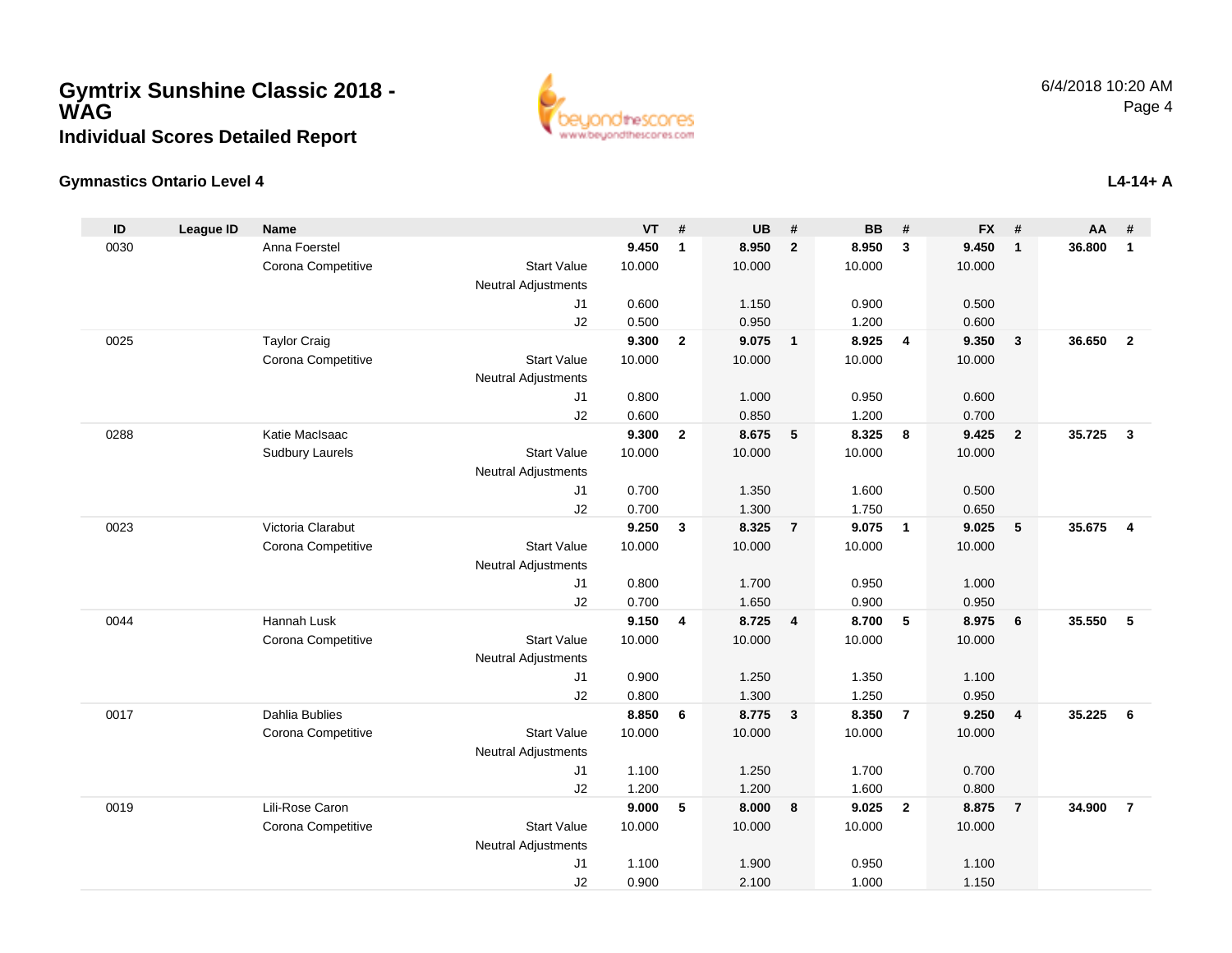# Gymtrix Sunshine Classic 2018 - WAG

## Individual Scores Detailed Report

6/4/2018 10:20 AM

### Gymnastics Ontario Level 4

**L4-14+ A**

| ID | League ID | Name | | VT | # | UB | # | BB | # | FX | # | AA | # |
|---|---|---|---|---|---|---|---|---|---|---|---|---|---|
| 0030 | | Anna Foerstel | | **9.450** | **1** | **8.950** | **2** | **8.950** | **3** | **9.450** | **1** | **36.800** | **1** |
| | | Corona Competitive | Start Value | 10.000 | | 10.000 | | 10.000 | | 10.000 | | | |
| | | | Neutral Adjustments | | | | | | | | | | |
| | | | J1 | 0.600 | | 1.150 | | 0.900 | | 0.500 | | | |
| | | | J2 | 0.500 | | 0.950 | | 1.200 | | 0.600 | | | |
| 0025 | | Taylor Craig | | **9.300** | **2** | **9.075** | **1** | **8.925** | **4** | **9.350** | **3** | **36.650** | **2** |
| | | Corona Competitive | Start Value | 10.000 | | 10.000 | | 10.000 | | 10.000 | | | |
| | | | Neutral Adjustments | | | | | | | | | | |
| | | | J1 | 0.800 | | 1.000 | | 0.950 | | 0.600 | | | |
| | | | J2 | 0.600 | | 0.850 | | 1.200 | | 0.700 | | | |
| 0288 | | Katie MacIsaac | | **9.300** | **2** | **8.675** | **5** | **8.325** | **8** | **9.425** | **2** | **35.725** | **3** |
| | | Sudbury Laurels | Start Value | 10.000 | | 10.000 | | 10.000 | | 10.000 | | | |
| | | | Neutral Adjustments | | | | | | | | | | |
| | | | J1 | 0.700 | | 1.350 | | 1.600 | | 0.500 | | | |
| | | | J2 | 0.700 | | 1.300 | | 1.750 | | 0.650 | | | |
| 0023 | | Victoria Clarabut | | **9.250** | **3** | **8.325** | **7** | **9.075** | **1** | **9.025** | **5** | **35.675** | **4** |
| | | Corona Competitive | Start Value | 10.000 | | 10.000 | | 10.000 | | 10.000 | | | |
| | | | Neutral Adjustments | | | | | | | | | | |
| | | | J1 | 0.800 | | 1.700 | | 0.950 | | 1.000 | | | |
| | | | J2 | 0.700 | | 1.650 | | 0.900 | | 0.950 | | | |
| 0044 | | Hannah Lusk | | **9.150** | **4** | **8.725** | **4** | **8.700** | **5** | **8.975** | **6** | **35.550** | **5** |
| | | Corona Competitive | Start Value | 10.000 | | 10.000 | | 10.000 | | 10.000 | | | |
| | | | Neutral Adjustments | | | | | | | | | | |
| | | | J1 | 0.900 | | 1.250 | | 1.350 | | 1.100 | | | |
| | | | J2 | 0.800 | | 1.300 | | 1.250 | | 0.950 | | | |
| 0017 | | Dahlia Bublies | | **8.850** | **6** | **8.775** | **3** | **8.350** | **7** | **9.250** | **4** | **35.225** | **6** |
| | | Corona Competitive | Start Value | 10.000 | | 10.000 | | 10.000 | | 10.000 | | | |
| | | | Neutral Adjustments | | | | | | | | | | |
| | | | J1 | 1.100 | | 1.250 | | 1.700 | | 0.700 | | | |
| | | | J2 | 1.200 | | 1.200 | | 1.600 | | 0.800 | | | |
| 0019 | | Lili-Rose Caron | | **9.000** | **5** | **8.000** | **8** | **9.025** | **2** | **8.875** | **7** | **34.900** | **7** |
| | | Corona Competitive | Start Value | 10.000 | | 10.000 | | 10.000 | | 10.000 | | | |
| | | | Neutral Adjustments | | | | | | | | | | |
| | | | J1 | 1.100 | | 1.900 | | 0.950 | | 1.100 | | | |
| | | | J2 | 0.900 | | 2.100 | | 1.000 | | 1.150 | | | |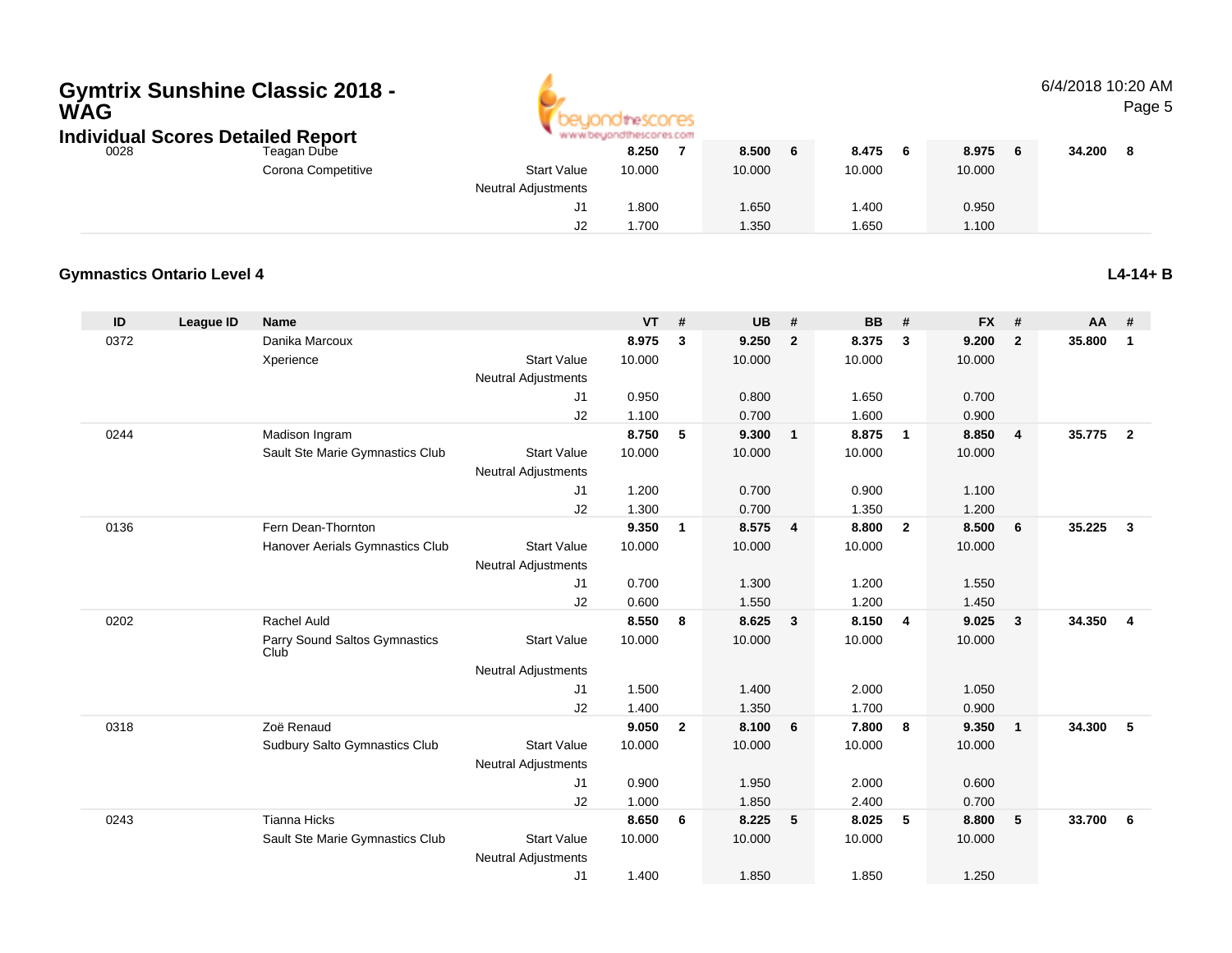# Gymtrix Sunshine Classic 2018 - WAG

## Individual Scores Detailed Report

| ID | League ID | Name | | VT | # | UB | # | BB | # | FX | # | AA | # |
|---|---|---|---|---|---|---|---|---|---|---|---|---|---|
| 0028 | | Teagan Dube | | **8.250** | **7** | **8.500** | **6** | **8.475** | **6** | **8.975** | **6** | **34.200** | **8** |
| | | Corona Competitive | Start Value | 10.000 | | 10.000 | | 10.000 | | 10.000 | | | |
| | | | Neutral Adjustments | | | | | | | | | | |
| | | | J1 | 1.800 | | 1.650 | | 1.400 | | 0.950 | | | |
| | | | J2 | 1.700 | | 1.350 | | 1.650 | | 1.100 | | | |

### Gymnastics Ontario Level 4

**L4-14+ B**

| ID | League ID | Name | | VT | # | UB | # | BB | # | FX | # | AA | # |
|---|---|---|---|---|---|---|---|---|---|---|---|---|---|
| 0372 | | Danika Marcoux | | **8.975** | **3** | **9.250** | **2** | **8.375** | **3** | **9.200** | **2** | **35.800** | **1** |
| | | Xperience | Start Value | 10.000 | | 10.000 | | 10.000 | | 10.000 | | | |
| | | | Neutral Adjustments | | | | | | | | | | |
| | | | J1 | 0.950 | | 0.800 | | 1.650 | | 0.700 | | | |
| | | | J2 | 1.100 | | 0.700 | | 1.600 | | 0.900 | | | |
| 0244 | | Madison Ingram | | **8.750** | **5** | **9.300** | **1** | **8.875** | **1** | **8.850** | **4** | **35.775** | **2** |
| | | Sault Ste Marie Gymnastics Club | Start Value | 10.000 | | 10.000 | | 10.000 | | 10.000 | | | |
| | | | Neutral Adjustments | | | | | | | | | | |
| | | | J1 | 1.200 | | 0.700 | | 0.900 | | 1.100 | | | |
| | | | J2 | 1.300 | | 0.700 | | 1.350 | | 1.200 | | | |
| 0136 | | Fern Dean-Thornton | | **9.350** | **1** | **8.575** | **4** | **8.800** | **2** | **8.500** | **6** | **35.225** | **3** |
| | | Hanover Aerials Gymnastics Club | Start Value | 10.000 | | 10.000 | | 10.000 | | 10.000 | | | |
| | | | Neutral Adjustments | | | | | | | | | | |
| | | | J1 | 0.700 | | 1.300 | | 1.200 | | 1.550 | | | |
| | | | J2 | 0.600 | | 1.550 | | 1.200 | | 1.450 | | | |
| 0202 | | Rachel Auld | | **8.550** | **8** | **8.625** | **3** | **8.150** | **4** | **9.025** | **3** | **34.350** | **4** |
| | | Parry Sound Saltos Gymnastics Club | Start Value | 10.000 | | 10.000 | | 10.000 | | 10.000 | | | |
| | | | Neutral Adjustments | | | | | | | | | | |
| | | | J1 | 1.500 | | 1.400 | | 2.000 | | 1.050 | | | |
| | | | J2 | 1.400 | | 1.350 | | 1.700 | | 0.900 | | | |
| 0318 | | Zoë Renaud | | **9.050** | **2** | **8.100** | **6** | **7.800** | **8** | **9.350** | **1** | **34.300** | **5** |
| | | Sudbury Salto Gymnastics Club | Start Value | 10.000 | | 10.000 | | 10.000 | | 10.000 | | | |
| | | | Neutral Adjustments | | | | | | | | | | |
| | | | J1 | 0.900 | | 1.950 | | 2.000 | | 0.600 | | | |
| | | | J2 | 1.000 | | 1.850 | | 2.400 | | 0.700 | | | |
| 0243 | | Tianna Hicks | | **8.650** | **6** | **8.225** | **5** | **8.025** | **5** | **8.800** | **5** | **33.700** | **6** |
| | | Sault Ste Marie Gymnastics Club | Start Value | 10.000 | | 10.000 | | 10.000 | | 10.000 | | | |
| | | | Neutral Adjustments | | | | | | | | | | |
| | | | J1 | 1.400 | | 1.850 | | 1.850 | | 1.250 | | | |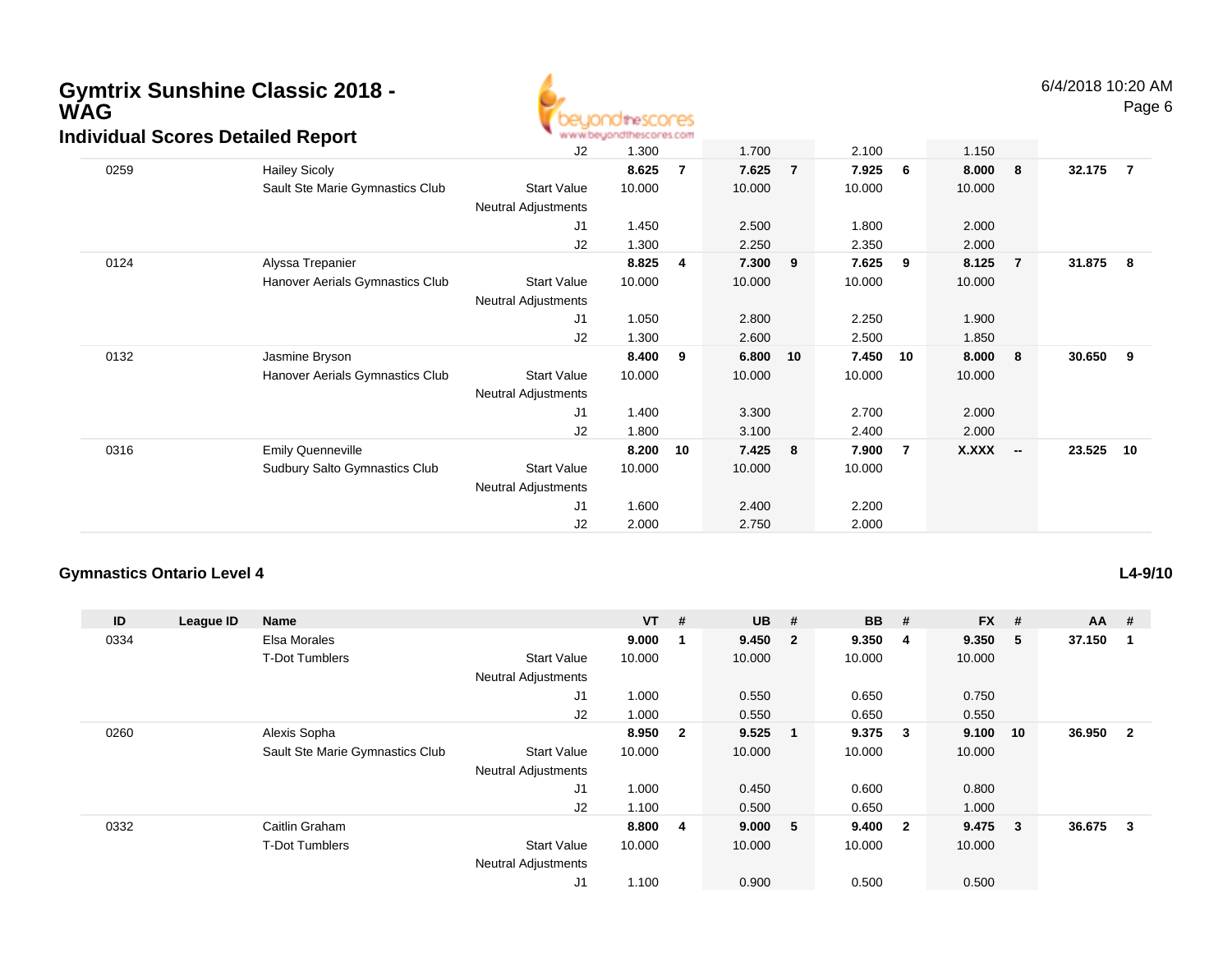# Gymtrix Sunshine Classic 2018 - WAG

## Individual Scores Detailed Report

6/4/2018 10:20 AM

| ID | League ID | Name | | VT | # | UB | # | BB | # | FX | # | AA | # |
|---|---|---|---|---|---|---|---|---|---|---|---|---|---|
| | | | J2 | 1.300 | | 1.700 | | 2.100 | | 1.150 | | | |
| 0259 | | Hailey Sicoly | | **8.625** | **7** | **7.625** | **7** | **7.925** | **6** | **8.000** | **8** | **32.175** | **7** |
| | | Sault Ste Marie Gymnastics Club | Start Value | 10.000 | | 10.000 | | 10.000 | | 10.000 | | | |
| | | | Neutral Adjustments | | | | | | | | | | |
| | | | J1 | 1.450 | | 2.500 | | 1.800 | | 2.000 | | | |
| | | | J2 | 1.300 | | 2.250 | | 2.350 | | 2.000 | | | |
| 0124 | | Alyssa Trepanier | | **8.825** | **4** | **7.300** | **9** | **7.625** | **9** | **8.125** | **7** | **31.875** | **8** |
| | | Hanover Aerials Gymnastics Club | Start Value | 10.000 | | 10.000 | | 10.000 | | 10.000 | | | |
| | | | Neutral Adjustments | | | | | | | | | | |
| | | | J1 | 1.050 | | 2.800 | | 2.250 | | 1.900 | | | |
| | | | J2 | 1.300 | | 2.600 | | 2.500 | | 1.850 | | | |
| 0132 | | Jasmine Bryson | | **8.400** | **9** | **6.800** | **10** | **7.450** | **10** | **8.000** | **8** | **30.650** | **9** |
| | | Hanover Aerials Gymnastics Club | Start Value | 10.000 | | 10.000 | | 10.000 | | 10.000 | | | |
| | | | Neutral Adjustments | | | | | | | | | | |
| | | | J1 | 1.400 | | 3.300 | | 2.700 | | 2.000 | | | |
| | | | J2 | 1.800 | | 3.100 | | 2.400 | | 2.000 | | | |
| 0316 | | Emily Quenneville | | **8.200** | **10** | **7.425** | **8** | **7.900** | **7** | **X.XXX** | **--** | **23.525** | **10** |
| | | Sudbury Salto Gymnastics Club | Start Value | 10.000 | | 10.000 | | 10.000 | | | | | |
| | | | Neutral Adjustments | | | | | | | | | | |
| | | | J1 | 1.600 | | 2.400 | | 2.200 | | | | | |
| | | | J2 | 2.000 | | 2.750 | | 2.000 | | | | | |

### Gymnastics Ontario Level 4

L4-9/10

| ID | League ID | Name | | VT | # | UB | # | BB | # | FX | # | AA | # |
|---|---|---|---|---|---|---|---|---|---|---|---|---|---|
| 0334 | | Elsa Morales | | **9.000** | **1** | **9.450** | **2** | **9.350** | **4** | **9.350** | **5** | **37.150** | **1** |
| | | T-Dot Tumblers | Start Value | 10.000 | | 10.000 | | 10.000 | | 10.000 | | | |
| | | | Neutral Adjustments | | | | | | | | | | |
| | | | J1 | 1.000 | | 0.550 | | 0.650 | | 0.750 | | | |
| | | | J2 | 1.000 | | 0.550 | | 0.650 | | 0.550 | | | |
| 0260 | | Alexis Sopha | | **8.950** | **2** | **9.525** | **1** | **9.375** | **3** | **9.100** | **10** | **36.950** | **2** |
| | | Sault Ste Marie Gymnastics Club | Start Value | 10.000 | | 10.000 | | 10.000 | | 10.000 | | | |
| | | | Neutral Adjustments | | | | | | | | | | |
| | | | J1 | 1.000 | | 0.450 | | 0.600 | | 0.800 | | | |
| | | | J2 | 1.100 | | 0.500 | | 0.650 | | 1.000 | | | |
| 0332 | | Caitlin Graham | | **8.800** | **4** | **9.000** | **5** | **9.400** | **2** | **9.475** | **3** | **36.675** | **3** |
| | | T-Dot Tumblers | Start Value | 10.000 | | 10.000 | | 10.000 | | 10.000 | | | |
| | | | Neutral Adjustments | | | | | | | | | | |
| | | | J1 | 1.100 | | 0.900 | | 0.500 | | 0.500 | | | |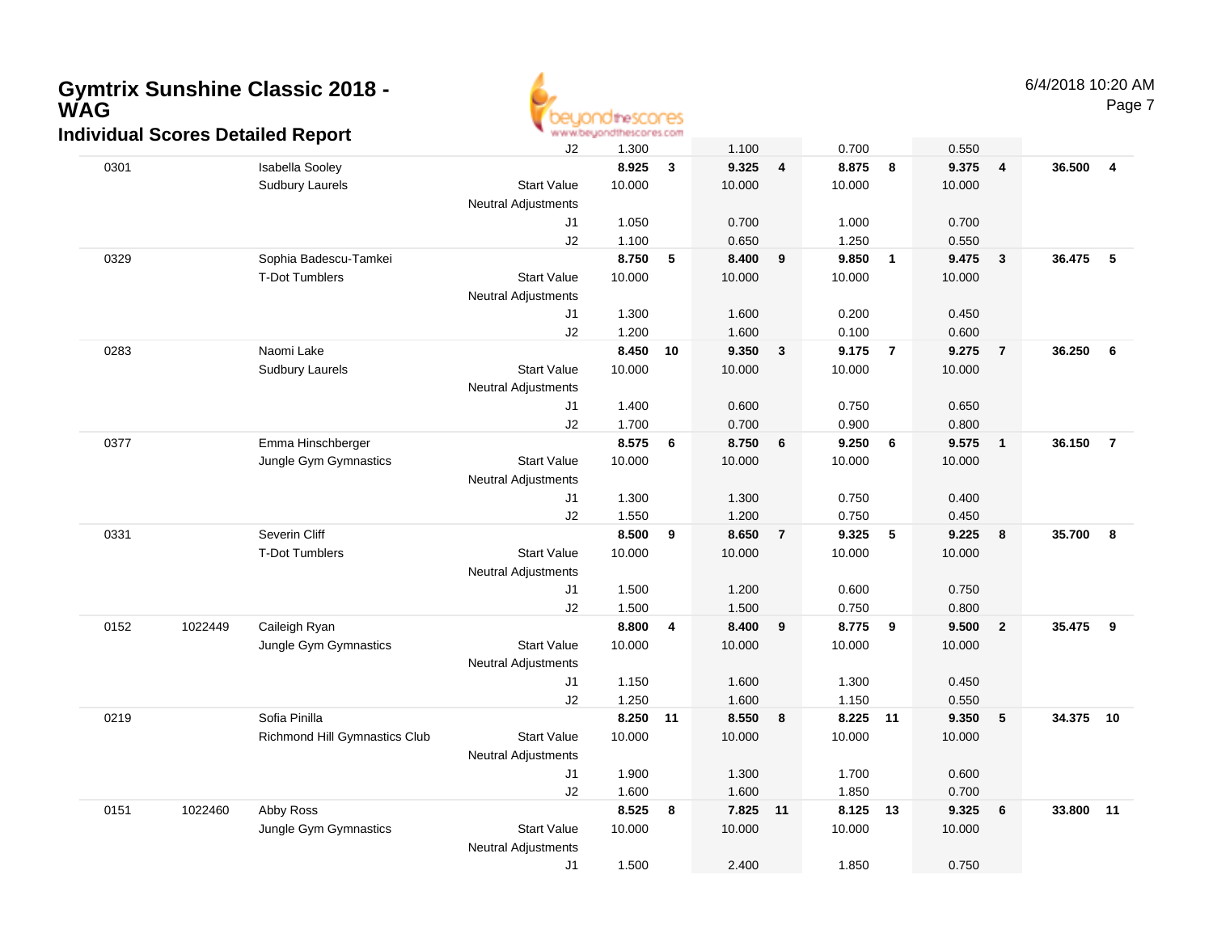# Gymtrix Sunshine Classic 2018 - WAG

## Individual Scores Detailed Report

6/4/2018 10:20 AM

| | | | | | | | | | | | | | |
|---|---|---|---|---|---|---|---|---|---|---|---|---|---|
| | | | J2 | 1.300 | | 1.100 | | 0.700 | | 0.550 | | | |
| 0301 | | Isabella Sooley | | **8.925** | **3** | **9.325** | **4** | **8.875** | **8** | **9.375** | **4** | **36.500** | **4** |
| | | Sudbury Laurels | Start Value | 10.000 | | 10.000 | | 10.000 | | 10.000 | | | |
| | | | Neutral Adjustments | | | | | | | | | | |
| | | | J1 | 1.050 | | 0.700 | | 1.000 | | 0.700 | | | |
| | | | J2 | 1.100 | | 0.650 | | 1.250 | | 0.550 | | | |
| 0329 | | Sophia Badescu-Tamkei | | **8.750** | **5** | **8.400** | **9** | **9.850** | **1** | **9.475** | **3** | **36.475** | **5** |
| | | T-Dot Tumblers | Start Value | 10.000 | | 10.000 | | 10.000 | | 10.000 | | | |
| | | | Neutral Adjustments | | | | | | | | | | |
| | | | J1 | 1.300 | | 1.600 | | 0.200 | | 0.450 | | | |
| | | | J2 | 1.200 | | 1.600 | | 0.100 | | 0.600 | | | |
| 0283 | | Naomi Lake | | **8.450** | **10** | **9.350** | **3** | **9.175** | **7** | **9.275** | **7** | **36.250** | **6** |
| | | Sudbury Laurels | Start Value | 10.000 | | 10.000 | | 10.000 | | 10.000 | | | |
| | | | Neutral Adjustments | | | | | | | | | | |
| | | | J1 | 1.400 | | 0.600 | | 0.750 | | 0.650 | | | |
| | | | J2 | 1.700 | | 0.700 | | 0.900 | | 0.800 | | | |
| 0377 | | Emma Hinschberger | | **8.575** | **6** | **8.750** | **6** | **9.250** | **6** | **9.575** | **1** | **36.150** | **7** |
| | | Jungle Gym Gymnastics | Start Value | 10.000 | | 10.000 | | 10.000 | | 10.000 | | | |
| | | | Neutral Adjustments | | | | | | | | | | |
| | | | J1 | 1.300 | | 1.300 | | 0.750 | | 0.400 | | | |
| | | | J2 | 1.550 | | 1.200 | | 0.750 | | 0.450 | | | |
| 0331 | | Severin Cliff | | **8.500** | **9** | **8.650** | **7** | **9.325** | **5** | **9.225** | **8** | **35.700** | **8** |
| | | T-Dot Tumblers | Start Value | 10.000 | | 10.000 | | 10.000 | | 10.000 | | | |
| | | | Neutral Adjustments | | | | | | | | | | |
| | | | J1 | 1.500 | | 1.200 | | 0.600 | | 0.750 | | | |
| | | | J2 | 1.500 | | 1.500 | | 0.750 | | 0.800 | | | |
| 0152 | 1022449 | Caileigh Ryan | | **8.800** | **4** | **8.400** | **9** | **8.775** | **9** | **9.500** | **2** | **35.475** | **9** |
| | | Jungle Gym Gymnastics | Start Value | 10.000 | | 10.000 | | 10.000 | | 10.000 | | | |
| | | | Neutral Adjustments | | | | | | | | | | |
| | | | J1 | 1.150 | | 1.600 | | 1.300 | | 0.450 | | | |
| | | | J2 | 1.250 | | 1.600 | | 1.150 | | 0.550 | | | |
| 0219 | | Sofia Pinilla | | **8.250** | **11** | **8.550** | **8** | **8.225** | **11** | **9.350** | **5** | **34.375** | **10** |
| | | Richmond Hill Gymnastics Club | Start Value | 10.000 | | 10.000 | | 10.000 | | 10.000 | | | |
| | | | Neutral Adjustments | | | | | | | | | | |
| | | | J1 | 1.900 | | 1.300 | | 1.700 | | 0.600 | | | |
| | | | J2 | 1.600 | | 1.600 | | 1.850 | | 0.700 | | | |
| 0151 | 1022460 | Abby Ross | | **8.525** | **8** | **7.825** | **11** | **8.125** | **13** | **9.325** | **6** | **33.800** | **11** |
| | | Jungle Gym Gymnastics | Start Value | 10.000 | | 10.000 | | 10.000 | | 10.000 | | | |
| | | | Neutral Adjustments | | | | | | | | | | |
| | | | J1 | 1.500 | | 2.400 | | 1.850 | | 0.750 | | | |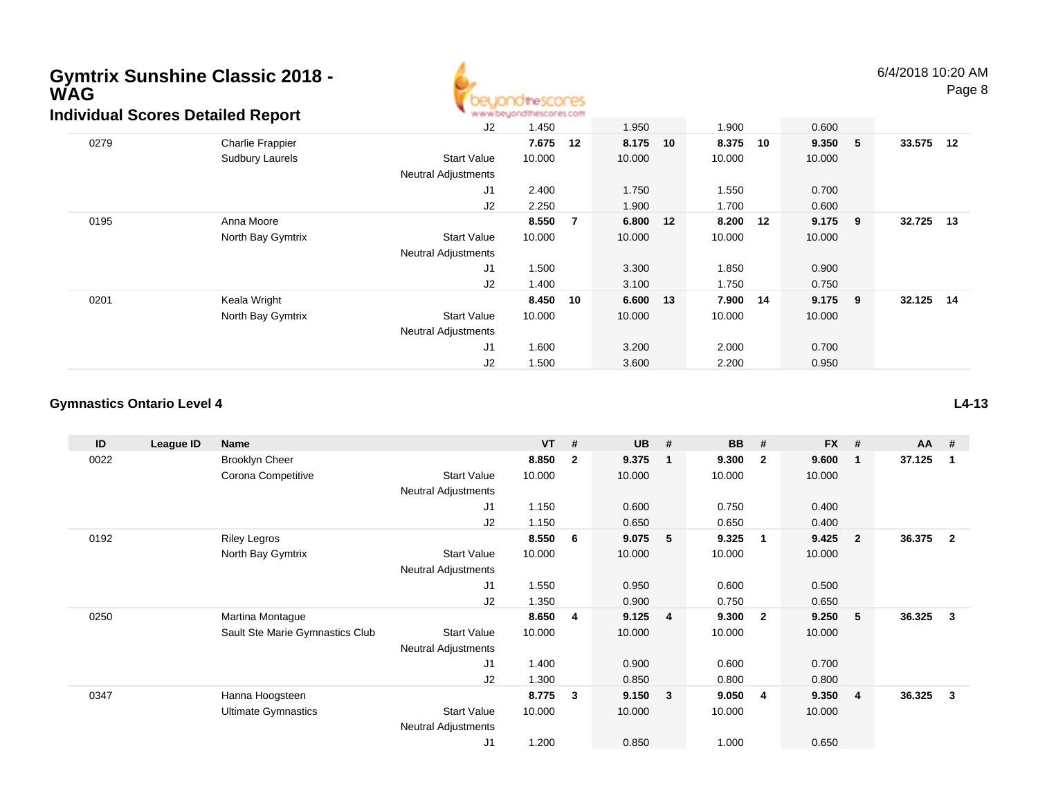# Gymtrix Sunshine Classic 2018 - WAG

## Individual Scores Detailed Report

| ID | League ID | Name | | VT | # | UB | # | BB | # | FX | # | AA | # |
|---|---|---|---|---|---|---|---|---|---|---|---|---|---|
| | | | J2 | 1.450 | | 1.950 | | 1.900 | | 0.600 | | | |
| 0279 | | Charlie Frappier | | **7.675** | **12** | **8.175** | **10** | **8.375** | **10** | **9.350** | **5** | **33.575** | **12** |
| | | Sudbury Laurels | Start Value | 10.000 | | 10.000 | | 10.000 | | 10.000 | | | |
| | | | Neutral Adjustments | | | | | | | | | | |
| | | | J1 | 2.400 | | 1.750 | | 1.550 | | 0.700 | | | |
| | | | J2 | 2.250 | | 1.900 | | 1.700 | | 0.600 | | | |
| 0195 | | Anna Moore | | **8.550** | **7** | **6.800** | **12** | **8.200** | **12** | **9.175** | **9** | **32.725** | **13** |
| | | North Bay Gymtrix | Start Value | 10.000 | | 10.000 | | 10.000 | | 10.000 | | | |
| | | | Neutral Adjustments | | | | | | | | | | |
| | | | J1 | 1.500 | | 3.300 | | 1.850 | | 0.900 | | | |
| | | | J2 | 1.400 | | 3.100 | | 1.750 | | 0.750 | | | |
| 0201 | | Keala Wright | | **8.450** | **10** | **6.600** | **13** | **7.900** | **14** | **9.175** | **9** | **32.125** | **14** |
| | | North Bay Gymtrix | Start Value | 10.000 | | 10.000 | | 10.000 | | 10.000 | | | |
| | | | Neutral Adjustments | | | | | | | | | | |
| | | | J1 | 1.600 | | 3.200 | | 2.000 | | 0.700 | | | |
| | | | J2 | 1.500 | | 3.600 | | 2.200 | | 0.950 | | | |

### Gymnastics Ontario Level 4

**L4-13**

| ID | League ID | Name | | VT | # | UB | # | BB | # | FX | # | AA | # |
|---|---|---|---|---|---|---|---|---|---|---|---|---|---|
| 0022 | | Brooklyn Cheer | | **8.850** | **2** | **9.375** | **1** | **9.300** | **2** | **9.600** | **1** | **37.125** | **1** |
| | | Corona Competitive | Start Value | 10.000 | | 10.000 | | 10.000 | | 10.000 | | | |
| | | | Neutral Adjustments | | | | | | | | | | |
| | | | J1 | 1.150 | | 0.600 | | 0.750 | | 0.400 | | | |
| | | | J2 | 1.150 | | 0.650 | | 0.650 | | 0.400 | | | |
| 0192 | | Riley Legros | | **8.550** | **6** | **9.075** | **5** | **9.325** | **1** | **9.425** | **2** | **36.375** | **2** |
| | | North Bay Gymtrix | Start Value | 10.000 | | 10.000 | | 10.000 | | 10.000 | | | |
| | | | Neutral Adjustments | | | | | | | | | | |
| | | | J1 | 1.550 | | 0.950 | | 0.600 | | 0.500 | | | |
| | | | J2 | 1.350 | | 0.900 | | 0.750 | | 0.650 | | | |
| 0250 | | Martina Montague | | **8.650** | **4** | **9.125** | **4** | **9.300** | **2** | **9.250** | **5** | **36.325** | **3** |
| | | Sault Ste Marie Gymnastics Club | Start Value | 10.000 | | 10.000 | | 10.000 | | 10.000 | | | |
| | | | Neutral Adjustments | | | | | | | | | | |
| | | | J1 | 1.400 | | 0.900 | | 0.600 | | 0.700 | | | |
| | | | J2 | 1.300 | | 0.850 | | 0.800 | | 0.800 | | | |
| 0347 | | Hanna Hoogsteen | | **8.775** | **3** | **9.150** | **3** | **9.050** | **4** | **9.350** | **4** | **36.325** | **3** |
| | | Ultimate Gymnastics | Start Value | 10.000 | | 10.000 | | 10.000 | | 10.000 | | | |
| | | | Neutral Adjustments | | | | | | | | | | |
| | | | J1 | 1.200 | | 0.850 | | 1.000 | | 0.650 | | | |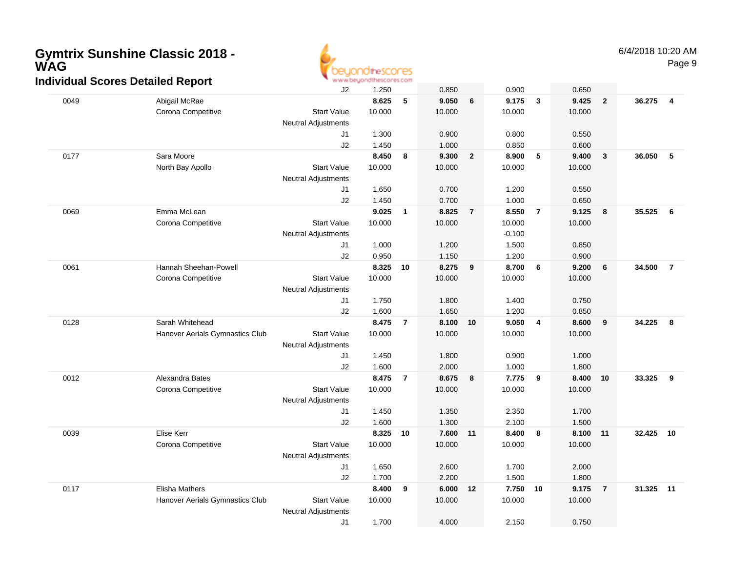# Gymtrix Sunshine Classic 2018 - WAG

## Individual Scores Detailed Report

| | | | Vault | Rank | Bars | Rank | Beam | Rank | Floor | Rank | AA | Rank |
|---|---|---|---|---|---|---|---|---|---|---|---|---|
| | | J2 | 1.250 | | 0.850 | | 0.900 | | 0.650 | | | |
| 0049 | Abigail McRae | | **8.625** | **5** | **9.050** | **6** | **9.175** | **3** | **9.425** | **2** | **36.275** | **4** |
| | Corona Competitive | Start Value | 10.000 | | 10.000 | | 10.000 | | 10.000 | | | |
| | | Neutral Adjustments | | | | | | | | | | |
| | | J1 | 1.300 | | 0.900 | | 0.800 | | 0.550 | | | |
| | | J2 | 1.450 | | 1.000 | | 0.850 | | 0.600 | | | |
| 0177 | Sara Moore | | **8.450** | **8** | **9.300** | **2** | **8.900** | **5** | **9.400** | **3** | **36.050** | **5** |
| | North Bay Apollo | Start Value | 10.000 | | 10.000 | | 10.000 | | 10.000 | | | |
| | | Neutral Adjustments | | | | | | | | | | |
| | | J1 | 1.650 | | 0.700 | | 1.200 | | 0.550 | | | |
| | | J2 | 1.450 | | 0.700 | | 1.000 | | 0.650 | | | |
| 0069 | Emma McLean | | **9.025** | **1** | **8.825** | **7** | **8.550** | **7** | **9.125** | **8** | **35.525** | **6** |
| | Corona Competitive | Start Value | 10.000 | | 10.000 | | 10.000 | | 10.000 | | | |
| | | Neutral Adjustments | | | | | -0.100 | | | | | |
| | | J1 | 1.000 | | 1.200 | | 1.500 | | 0.850 | | | |
| | | J2 | 0.950 | | 1.150 | | 1.200 | | 0.900 | | | |
| 0061 | Hannah Sheehan-Powell | | **8.325** | **10** | **8.275** | **9** | **8.700** | **6** | **9.200** | **6** | **34.500** | **7** |
| | Corona Competitive | Start Value | 10.000 | | 10.000 | | 10.000 | | 10.000 | | | |
| | | Neutral Adjustments | | | | | | | | | | |
| | | J1 | 1.750 | | 1.800 | | 1.400 | | 0.750 | | | |
| | | J2 | 1.600 | | 1.650 | | 1.200 | | 0.850 | | | |
| 0128 | Sarah Whitehead | | **8.475** | **7** | **8.100** | **10** | **9.050** | **4** | **8.600** | **9** | **34.225** | **8** |
| | Hanover Aerials Gymnastics Club | Start Value | 10.000 | | 10.000 | | 10.000 | | 10.000 | | | |
| | | Neutral Adjustments | | | | | | | | | | |
| | | J1 | 1.450 | | 1.800 | | 0.900 | | 1.000 | | | |
| | | J2 | 1.600 | | 2.000 | | 1.000 | | 1.800 | | | |
| 0012 | Alexandra Bates | | **8.475** | **7** | **8.675** | **8** | **7.775** | **9** | **8.400** | **10** | **33.325** | **9** |
| | Corona Competitive | Start Value | 10.000 | | 10.000 | | 10.000 | | 10.000 | | | |
| | | Neutral Adjustments | | | | | | | | | | |
| | | J1 | 1.450 | | 1.350 | | 2.350 | | 1.700 | | | |
| | | J2 | 1.600 | | 1.300 | | 2.100 | | 1.500 | | | |
| 0039 | Elise Kerr | | **8.325** | **10** | **7.600** | **11** | **8.400** | **8** | **8.100** | **11** | **32.425** | **10** |
| | Corona Competitive | Start Value | 10.000 | | 10.000 | | 10.000 | | 10.000 | | | |
| | | Neutral Adjustments | | | | | | | | | | |
| | | J1 | 1.650 | | 2.600 | | 1.700 | | 2.000 | | | |
| | | J2 | 1.700 | | 2.200 | | 1.500 | | 1.800 | | | |
| 0117 | Elisha Mathers | | **8.400** | **9** | **6.000** | **12** | **7.750** | **10** | **9.175** | **7** | **31.325** | **11** |
| | Hanover Aerials Gymnastics Club | Start Value | 10.000 | | 10.000 | | 10.000 | | 10.000 | | | |
| | | Neutral Adjustments | | | | | | | | | | |
| | | J1 | 1.700 | | 4.000 | | 2.150 | | 0.750 | | | |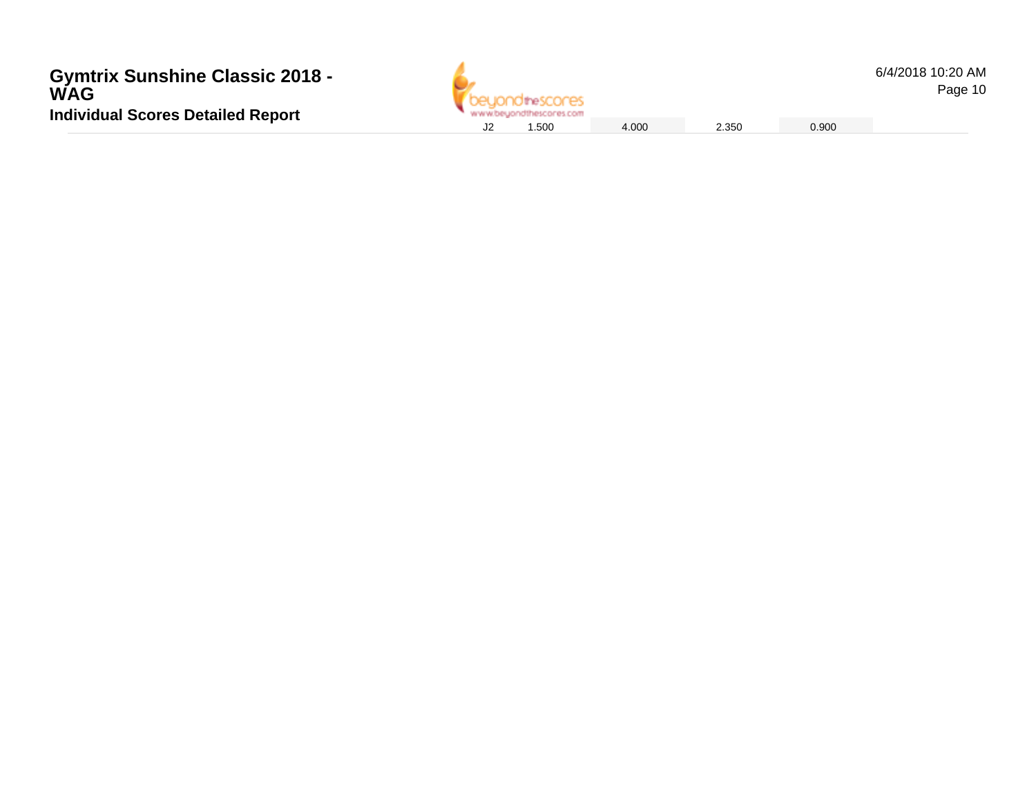| | | | | |
|---|---|---|---|---|
| J2 | 1.500 | 4.000 | 2.350 | 0.900 |